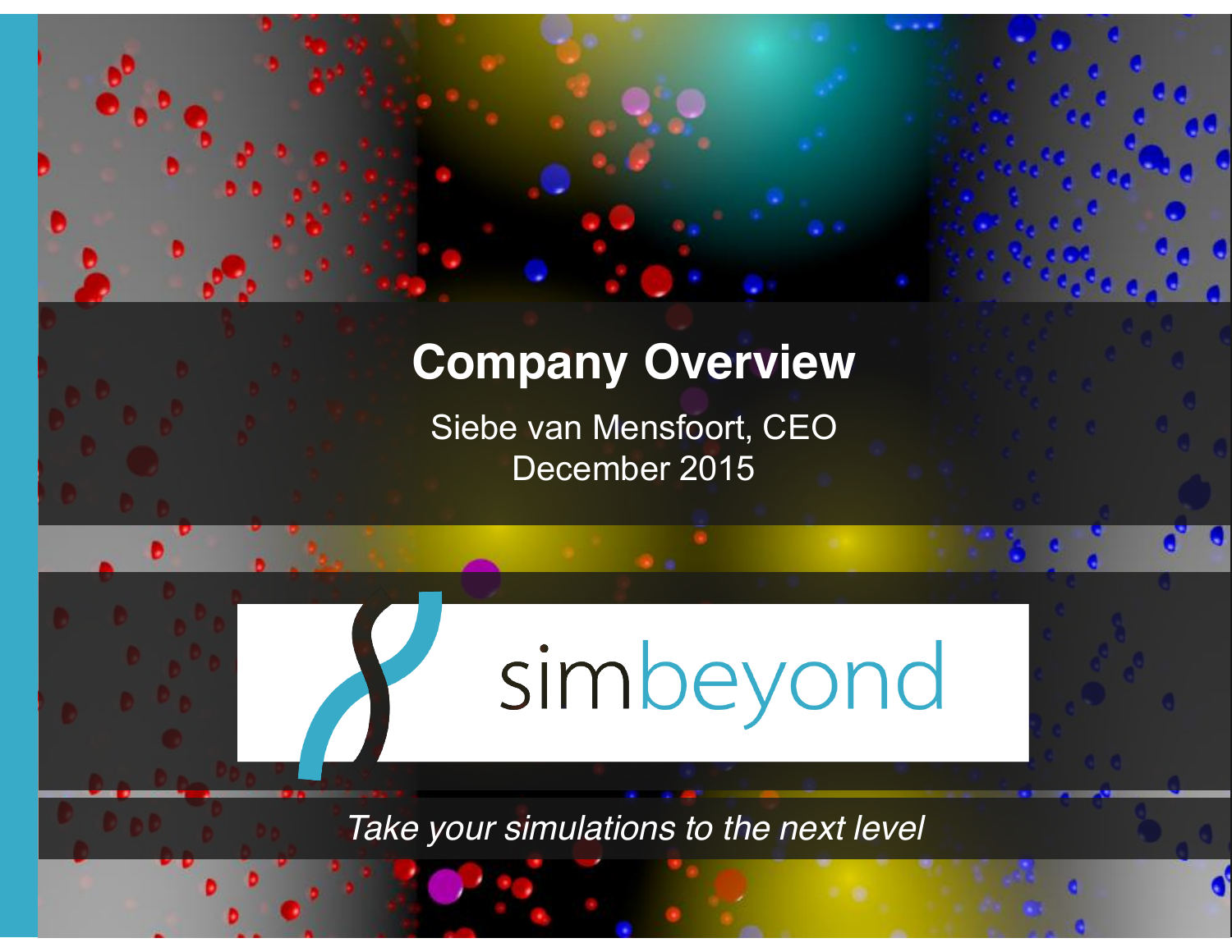# Company Overview

Siebe van Mensfoort, CEO

December 2015

simbeyond

*Take your simulations to the next level*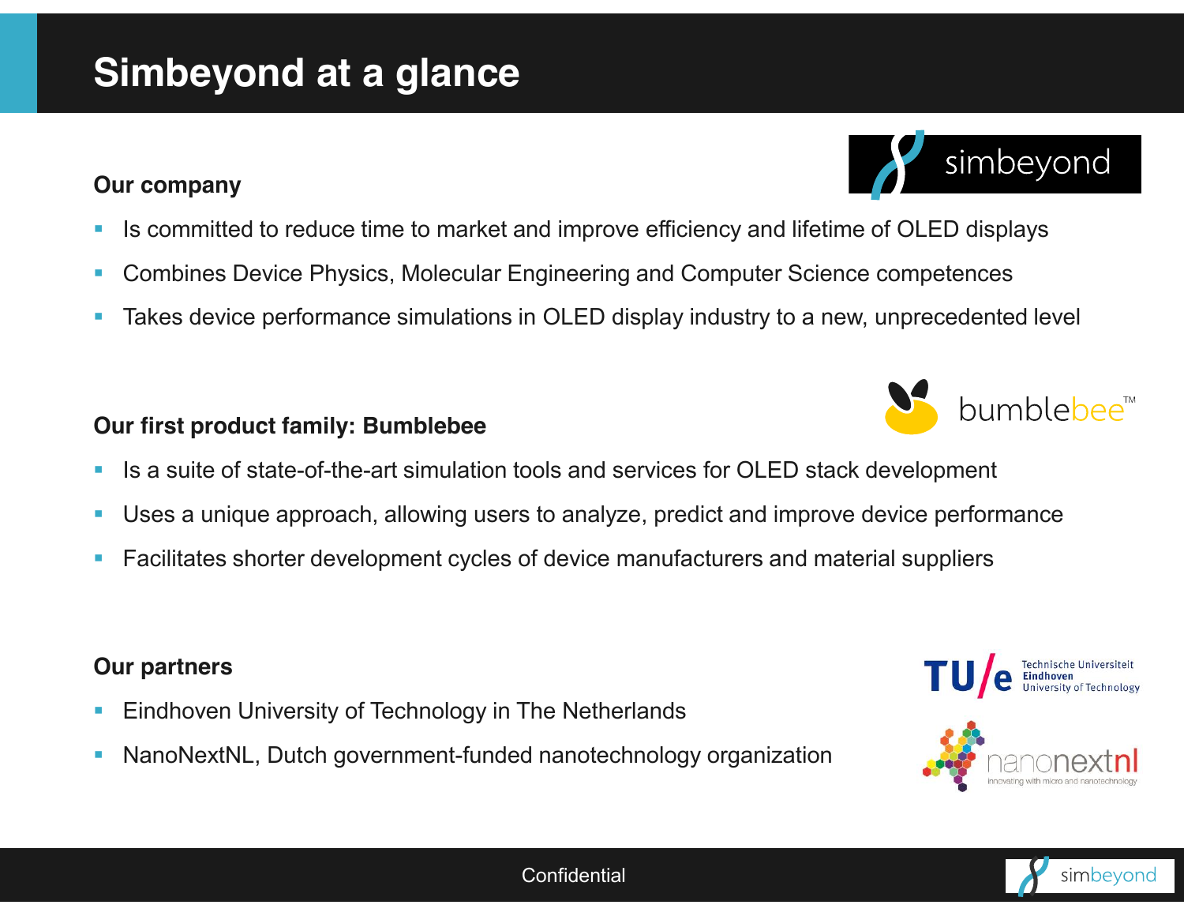# Simbeyond at a glance

### Our company

- Is committed to reduce time to market and improve efficiency and lifetime of OLED displays
- Combines Device Physics, Molecular Engineering and Computer Science competences
- Takes device performance simulations in OLED display industry to a new, unprecedented level

### Our first product family: Bumblebee

- Is a suite of state-of-the-art simulation tools and services for OLED stack development
- Uses a unique approach, allowing users to analyze, predict and improve device performance
- Facilitates shorter development cycles of device manufacturers and material suppliers

### Our partners

- Eindhoven University of Technology in The Netherlands
- NanoNextNL, Dutch government-funded nanotechnology organization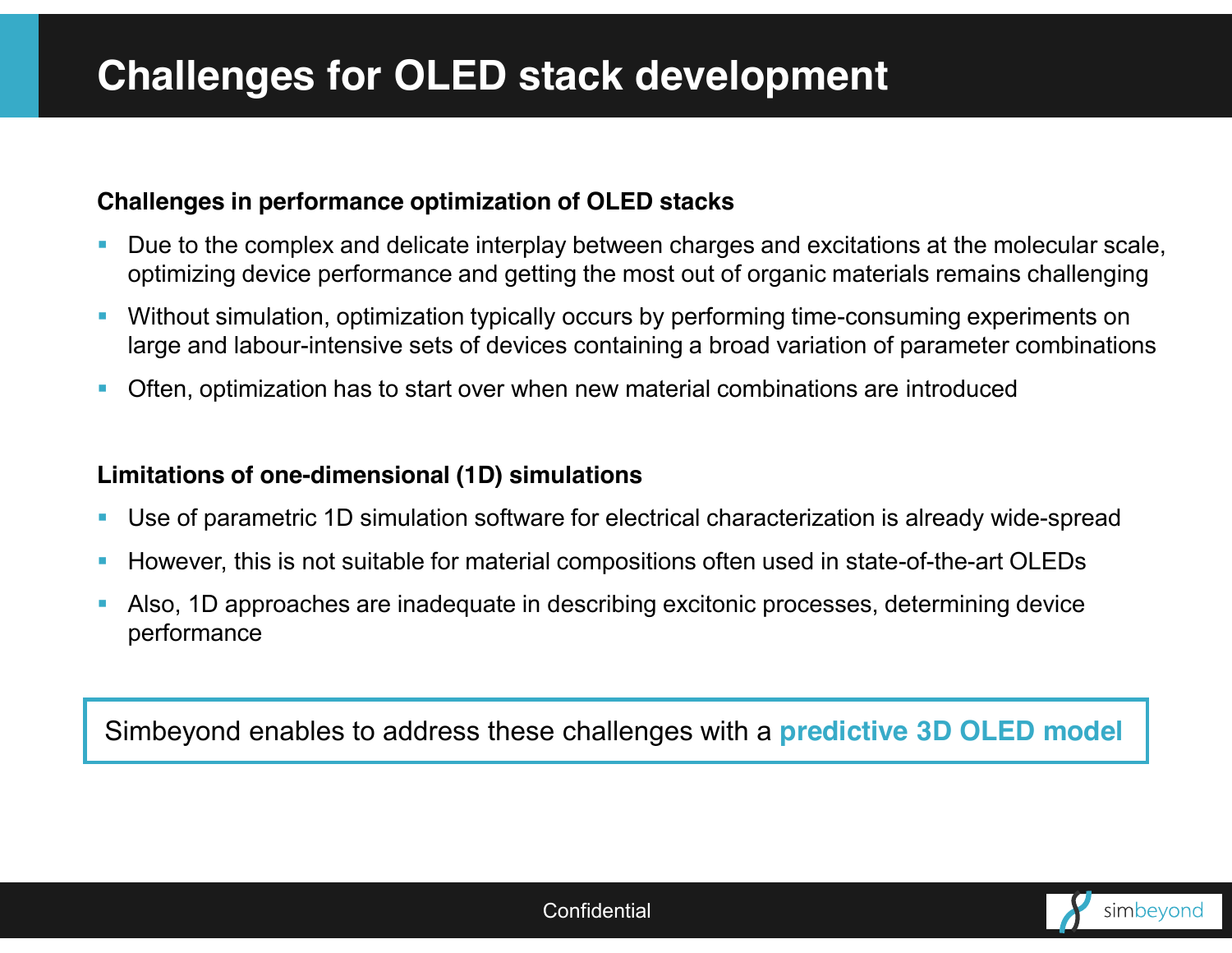# Challenges for OLED stack development

### Challenges in performance optimization of OLED stacks

- Due to the complex and delicate interplay between charges and excitations at the molecular scale, optimizing device performance and getting the most out of organic materials remains challenging
- Without simulation, optimization typically occurs by performing time-consuming experiments on large and labour-intensive sets of devices containing a broad variation of parameter combinations
- Often, optimization has to start over when new material combinations are introduced

### Limitations of one-dimensional (1D) simulations

- Use of parametric 1D simulation software for electrical characterization is already wide-spread
- However, this is not suitable for material compositions often used in state-of-the-art OLEDs
- Also, 1D approaches are inadequate in describing excitonic processes, determining device performance

Simbeyond enables to address these challenges with a **predictive 3D OLED model**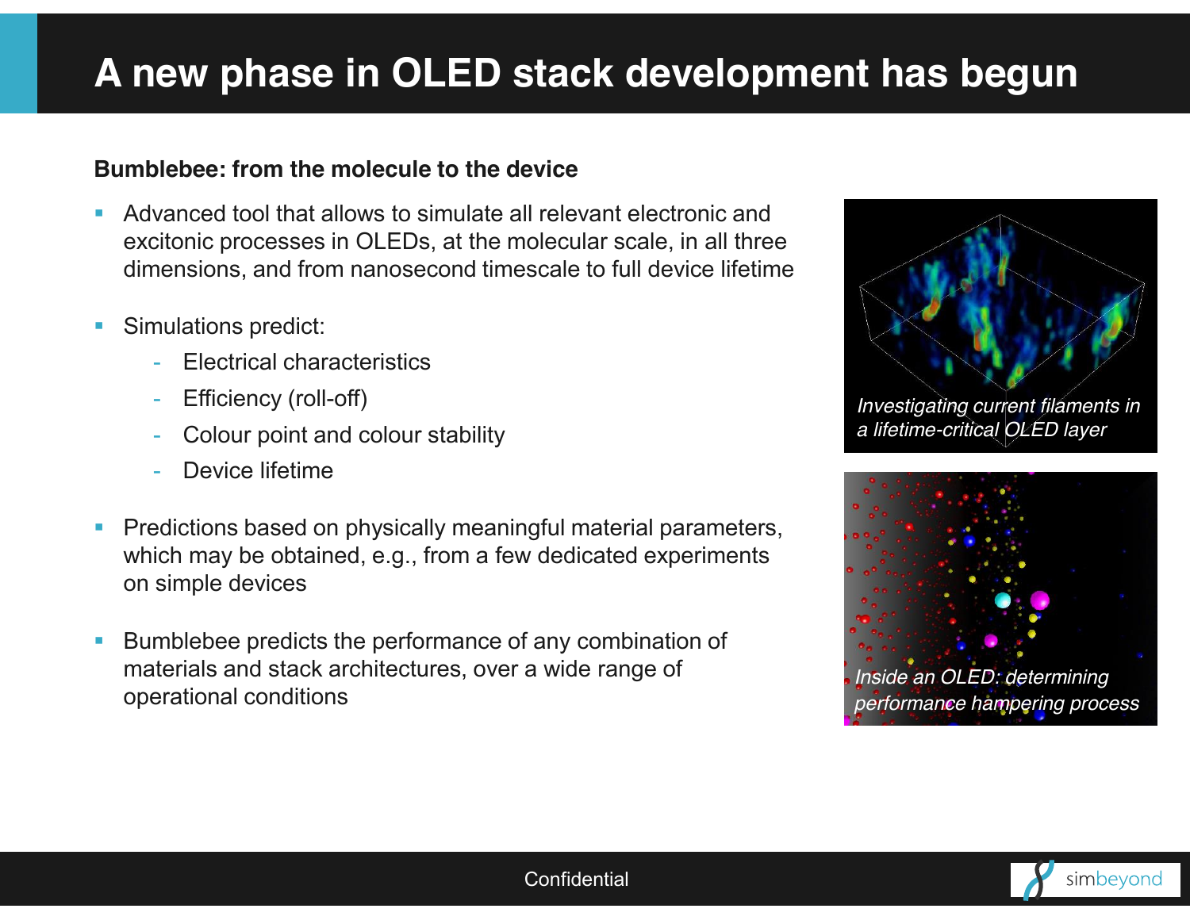# A new phase in OLED stack development has begun

**Bumblebee: from the molecule to the device**

- Advanced tool that allows to simulate all relevant electronic and excitonic processes in OLEDs, at the molecular scale, in all three dimensions, and from nanosecond timescale to full device lifetime
- Simulations predict:
  - Electrical characteristics
  - Efficiency (roll-off)
  - Colour point and colour stability
  - Device lifetime
- Predictions based on physically meaningful material parameters, which may be obtained, e.g., from a few dedicated experiments on simple devices
- Bumblebee predicts the performance of any combination of materials and stack architectures, over a wide range of operational conditions

*Investigating current filaments in a lifetime-critical OLED layer*

*Inside an OLED: determining performance hampering process*

Confidential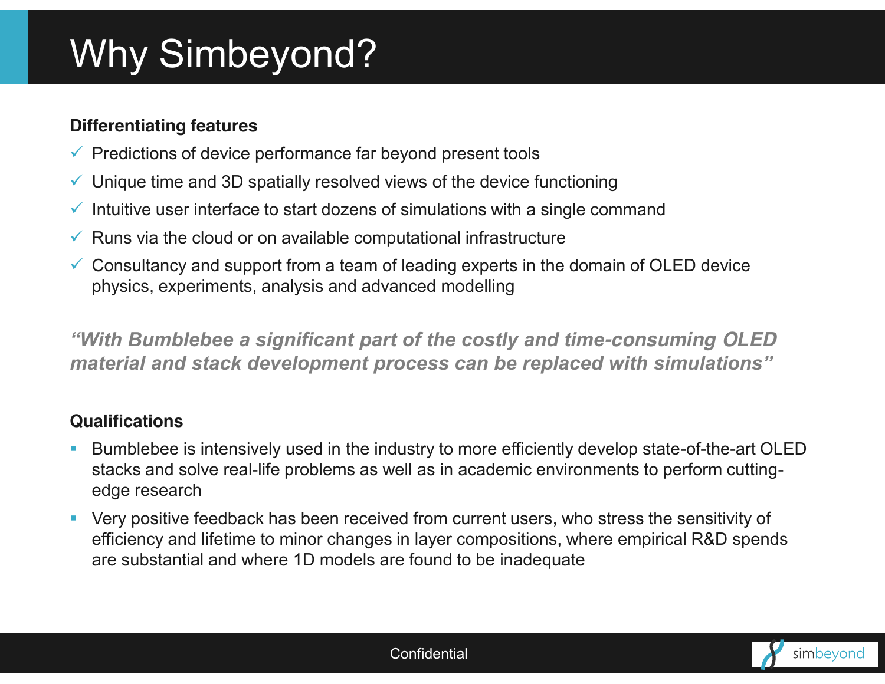# Why Simbeyond?

**Differentiating features**

- ✓ Predictions of device performance far beyond present tools
- ✓ Unique time and 3D spatially resolved views of the device functioning
- ✓ Intuitive user interface to start dozens of simulations with a single command
- ✓ Runs via the cloud or on available computational infrastructure
- ✓ Consultancy and support from a team of leading experts in the domain of OLED device physics, experiments, analysis and advanced modelling

***"With Bumblebee a significant part of the costly and time-consuming OLED material and stack development process can be replaced with simulations"***

**Qualifications**

- Bumblebee is intensively used in the industry to more efficiently develop state-of-the-art OLED stacks and solve real-life problems as well as in academic environments to perform cutting-edge research
- Very positive feedback has been received from current users, who stress the sensitivity of efficiency and lifetime to minor changes in layer compositions, where empirical R&D spends are substantial and where 1D models are found to be inadequate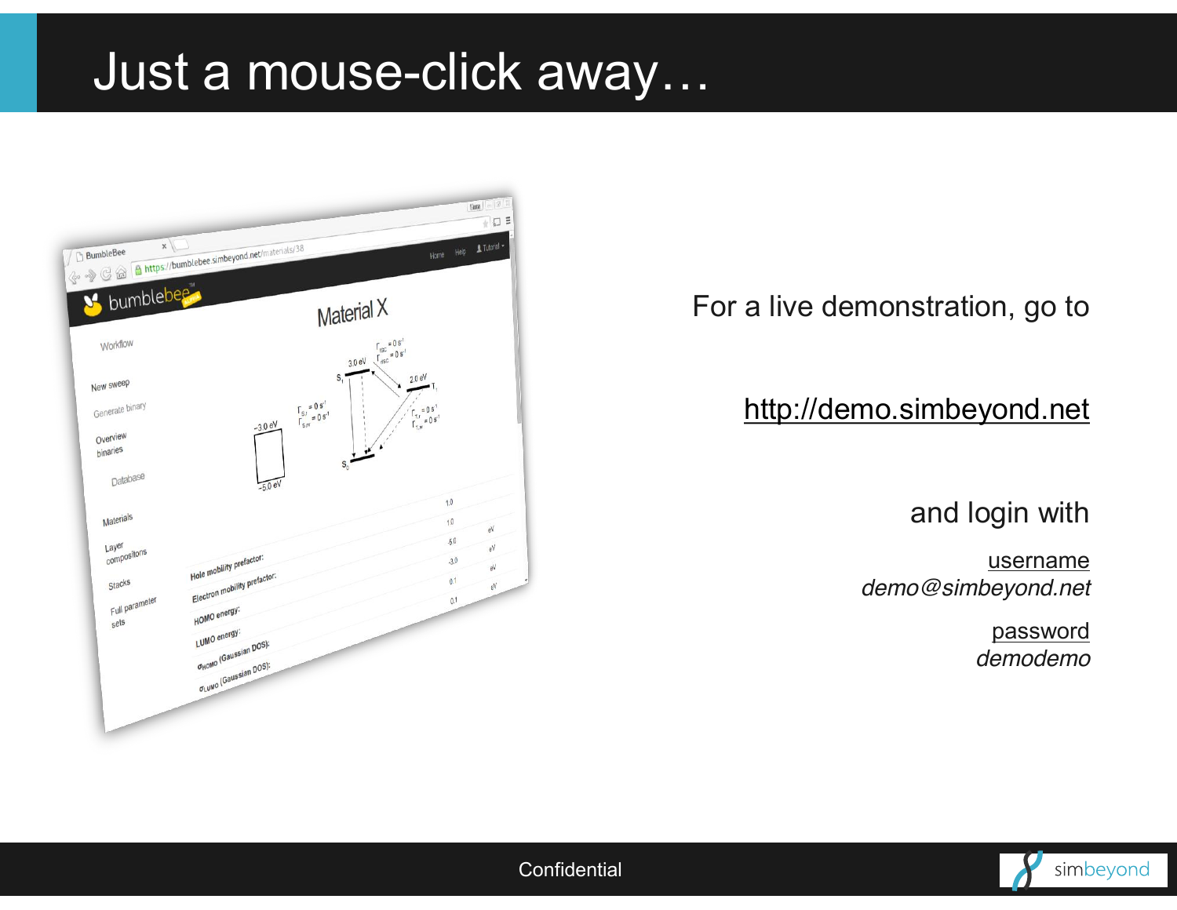# Just a mouse-click away…

For a live demonstration, go to

http://demo.simbeyond.net

and login with

username
*demo@simbeyond.net*

password
*demodemo*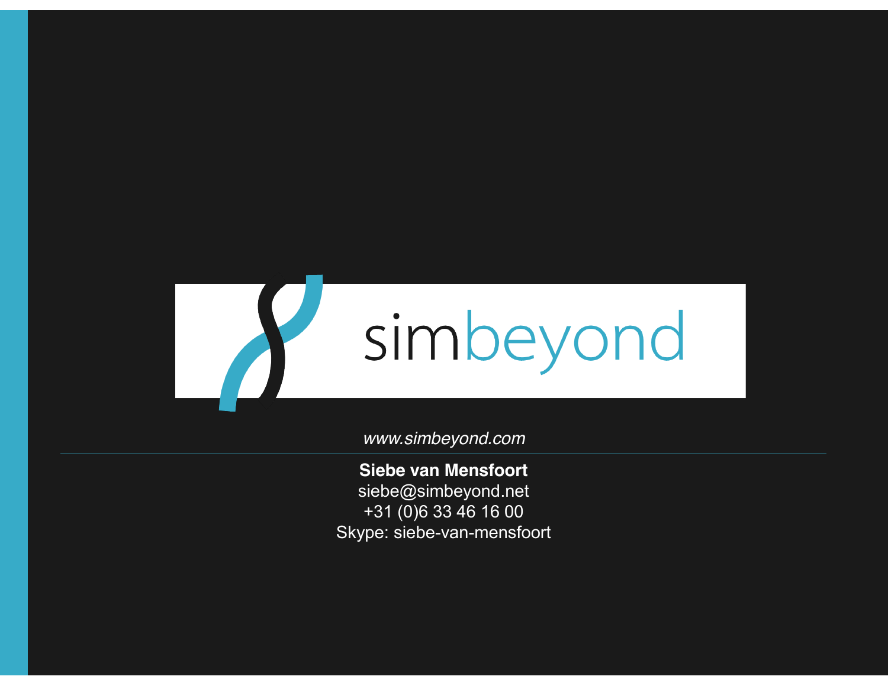simbeyond

*www.simbeyond.com*

---

**Siebe van Mensfoort**
siebe@simbeyond.net
+31 (0)6 33 46 16 00
Skype: siebe-van-mensfoort